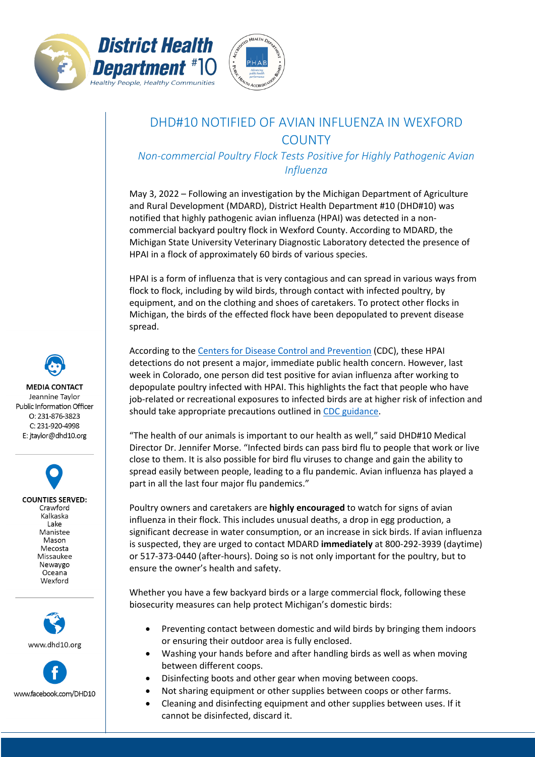District Health Department #10

*Healthy People, Healthy Communities*

# DHD#10 NOTIFIED OF AVIAN INFLUENZA IN WEXFORD COUNTY

*Non-commercial Poultry Flock Tests Positive for Highly Pathogenic Avian Influenza*

May 3, 2022 – Following an investigation by the Michigan Department of Agriculture and Rural Development (MDARD), District Health Department #10 (DHD#10) was notified that highly pathogenic avian influenza (HPAI) was detected in a non-commercial backyard poultry flock in Wexford County. According to MDARD, the Michigan State University Veterinary Diagnostic Laboratory detected the presence of HPAI in a flock of approximately 60 birds of various species.

HPAI is a form of influenza that is very contagious and can spread in various ways from flock to flock, including by wild birds, through contact with infected poultry, by equipment, and on the clothing and shoes of caretakers. To protect other flocks in Michigan, the birds of the effected flock have been depopulated to prevent disease spread.

According to the [Centers for Disease Control and Prevention](https://www.cdc.gov) (CDC), these HPAI detections do not present a major, immediate public health concern. However, last week in Colorado, one person did test positive for avian influenza after working to depopulate poultry infected with HPAI. This highlights the fact that people who have job-related or recreational exposures to infected birds are at higher risk of infection and should take appropriate precautions outlined in [CDC guidance](https://www.cdc.gov).

“The health of our animals is important to our health as well,” said DHD#10 Medical Director Dr. Jennifer Morse. “Infected birds can pass bird flu to people that work or live close to them. It is also possible for bird flu viruses to change and gain the ability to spread easily between people, leading to a flu pandemic. Avian influenza has played a part in all the last four major flu pandemics.”

Poultry owners and caretakers are **highly encouraged** to watch for signs of avian influenza in their flock. This includes unusual deaths, a drop in egg production, a significant decrease in water consumption, or an increase in sick birds. If avian influenza is suspected, they are urged to contact MDARD **immediately** at 800-292-3939 (daytime) or 517-373-0440 (after-hours). Doing so is not only important for the poultry, but to ensure the owner’s health and safety.

Whether you have a few backyard birds or a large commercial flock, following these biosecurity measures can help protect Michigan’s domestic birds:

- Preventing contact between domestic and wild birds by bringing them indoors or ensuring their outdoor area is fully enclosed.
- Washing your hands before and after handling birds as well as when moving between different coops.
- Disinfecting boots and other gear when moving between coops.
- Not sharing equipment or other supplies between coops or other farms.
- Cleaning and disinfecting equipment and other supplies between uses. If it cannot be disinfected, discard it.

**MEDIA CONTACT**
Jeannine Taylor
Public Information Officer
O: 231-876-3823
C: 231-920-4998
E: jtaylor@dhd10.org

**COUNTIES SERVED:**
Crawford
Kalkaska
Lake
Manistee
Mason
Mecosta
Missaukee
Newaygo
Oceana
Wexford

www.dhd10.org

www.facebook.com/DHD10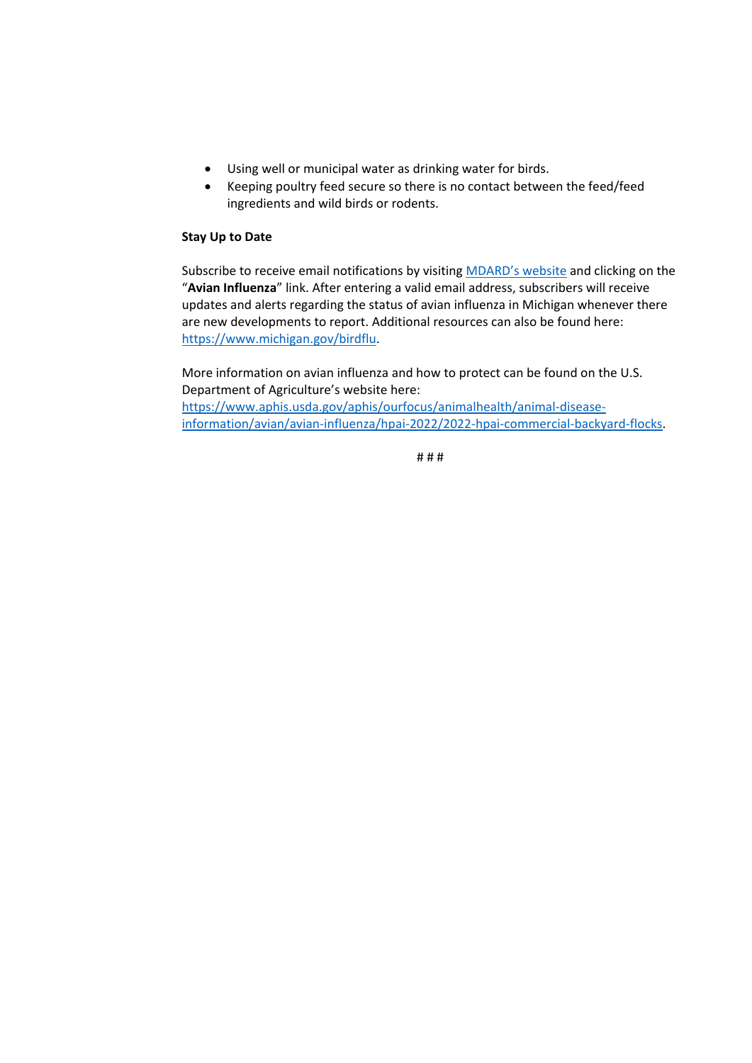- Using well or municipal water as drinking water for birds.
- Keeping poultry feed secure so there is no contact between the feed/feed ingredients and wild birds or rodents.

**Stay Up to Date**

Subscribe to receive email notifications by visiting MDARD's website and clicking on the "**Avian Influenza**" link. After entering a valid email address, subscribers will receive updates and alerts regarding the status of avian influenza in Michigan whenever there are new developments to report. Additional resources can also be found here: https://www.michigan.gov/birdflu.

More information on avian influenza and how to protect can be found on the U.S. Department of Agriculture's website here: https://www.aphis.usda.gov/aphis/ourfocus/animalhealth/animal-disease-information/avian/avian-influenza/hpai-2022/2022-hpai-commercial-backyard-flocks.

# # #